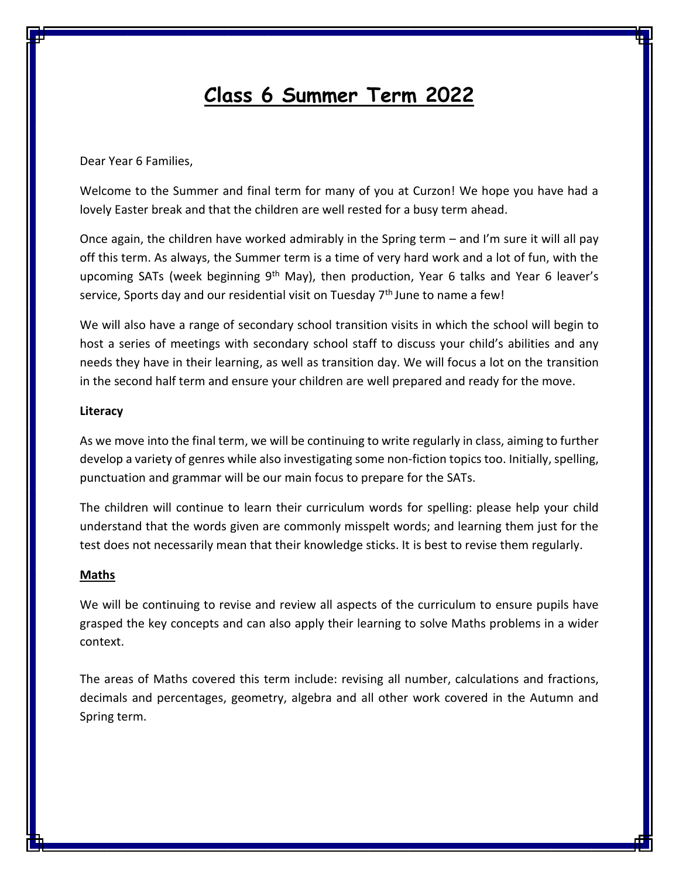# Class 6 Summer Term 2022

Dear Year 6 Families,

Welcome to the Summer and final term for many of you at Curzon! We hope you have had a lovely Easter break and that the children are well rested for a busy term ahead.

Once again, the children have worked admirably in the Spring term – and I'm sure it will all pay off this term. As always, the Summer term is a time of very hard work and a lot of fun, with the upcoming SATs (week beginning 9th May), then production, Year 6 talks and Year 6 leaver's service, Sports day and our residential visit on Tuesday 7th June to name a few!

We will also have a range of secondary school transition visits in which the school will begin to host a series of meetings with secondary school staff to discuss your child's abilities and any needs they have in their learning, as well as transition day. We will focus a lot on the transition in the second half term and ensure your children are well prepared and ready for the move.

**Literacy**

As we move into the final term, we will be continuing to write regularly in class, aiming to further develop a variety of genres while also investigating some non-fiction topics too. Initially, spelling, punctuation and grammar will be our main focus to prepare for the SATs.

The children will continue to learn their curriculum words for spelling: please help your child understand that the words given are commonly misspelt words; and learning them just for the test does not necessarily mean that their knowledge sticks. It is best to revise them regularly.

**Maths**

We will be continuing to revise and review all aspects of the curriculum to ensure pupils have grasped the key concepts and can also apply their learning to solve Maths problems in a wider context.

The areas of Maths covered this term include: revising all number, calculations and fractions, decimals and percentages, geometry, algebra and all other work covered in the Autumn and Spring term.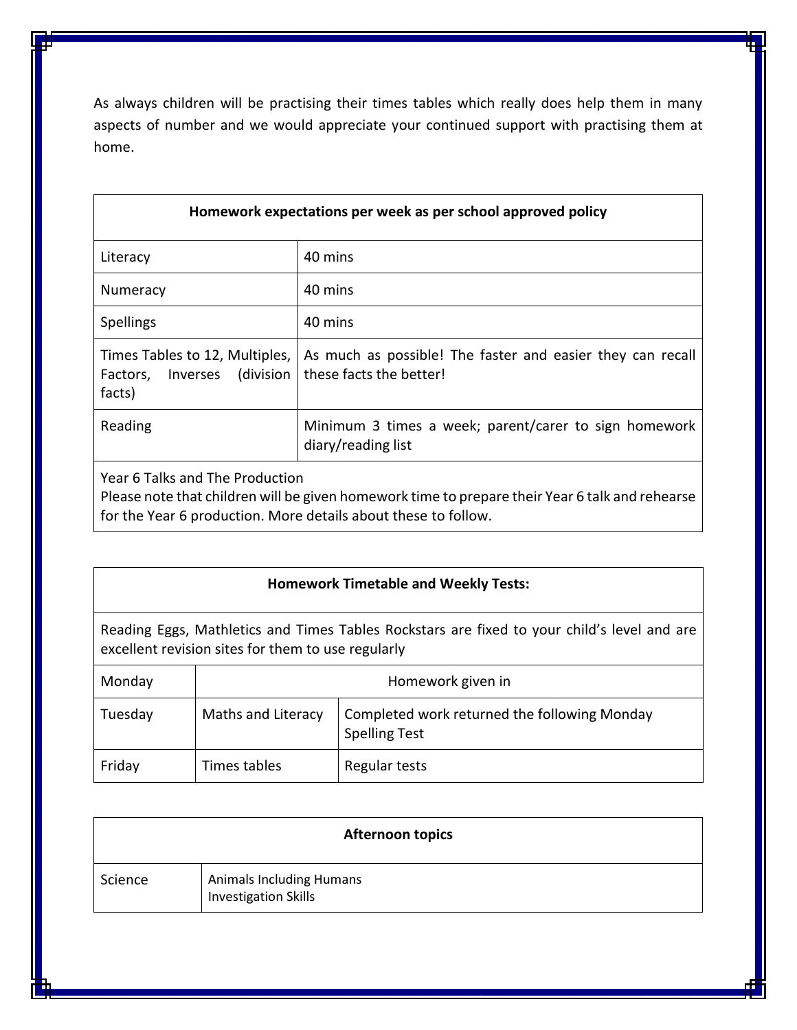As always children will be practising their times tables which really does help them in many aspects of number and we would appreciate your continued support with practising them at home.

| **Homework expectations per week as per school approved policy** | |
|---|---|
| Literacy | 40 mins |
| Numeracy | 40 mins |
| Spellings | 40 mins |
| Times Tables to 12, Multiples, Factors, Inverses (division facts) | As much as possible! The faster and easier they can recall these facts the better! |
| Reading | Minimum 3 times a week; parent/carer to sign homework diary/reading list |
| Year 6 Talks and The Production<br>Please note that children will be given homework time to prepare their Year 6 talk and rehearse for the Year 6 production. More details about these to follow. | |

| **Homework Timetable and Weekly Tests:** | | |
|---|---|---|
| Reading Eggs, Mathletics and Times Tables Rockstars are fixed to your child's level and are excellent revision sites for them to use regularly | | |
| Monday | Homework given in | |
| Tuesday | Maths and Literacy | Completed work returned the following Monday<br>Spelling Test |
| Friday | Times tables | Regular tests |

| **Afternoon topics** | |
|---|---|
| Science | Animals Including Humans<br>Investigation Skills |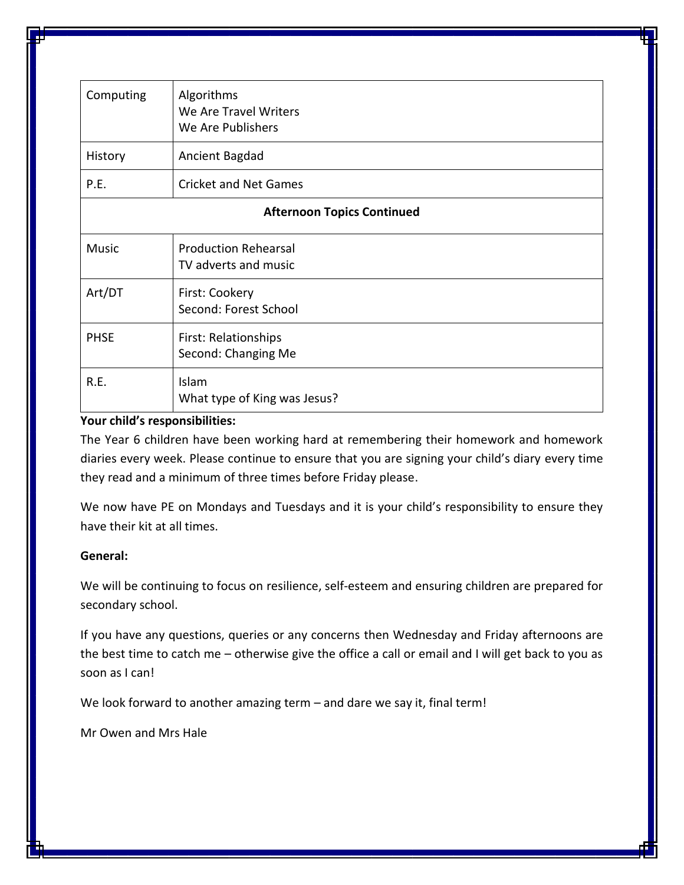| | |
|---|---|
| Computing | Algorithms<br>We Are Travel Writers<br>We Are Publishers |
| History | Ancient Bagdad |
| P.E. | Cricket and Net Games |
| **Afternoon Topics Continued** | |
| Music | Production Rehearsal<br>TV adverts and music |
| Art/DT | First: Cookery<br>Second: Forest School |
| PHSE | First: Relationships<br>Second: Changing Me |
| R.E. | Islam<br>What type of King was Jesus? |

**Your child's responsibilities:**

The Year 6 children have been working hard at remembering their homework and homework diaries every week. Please continue to ensure that you are signing your child's diary every time they read and a minimum of three times before Friday please.

We now have PE on Mondays and Tuesdays and it is your child's responsibility to ensure they have their kit at all times.

**General:**

We will be continuing to focus on resilience, self-esteem and ensuring children are prepared for secondary school.

If you have any questions, queries or any concerns then Wednesday and Friday afternoons are the best time to catch me – otherwise give the office a call or email and I will get back to you as soon as I can!

We look forward to another amazing term – and dare we say it, final term!

Mr Owen and Mrs Hale